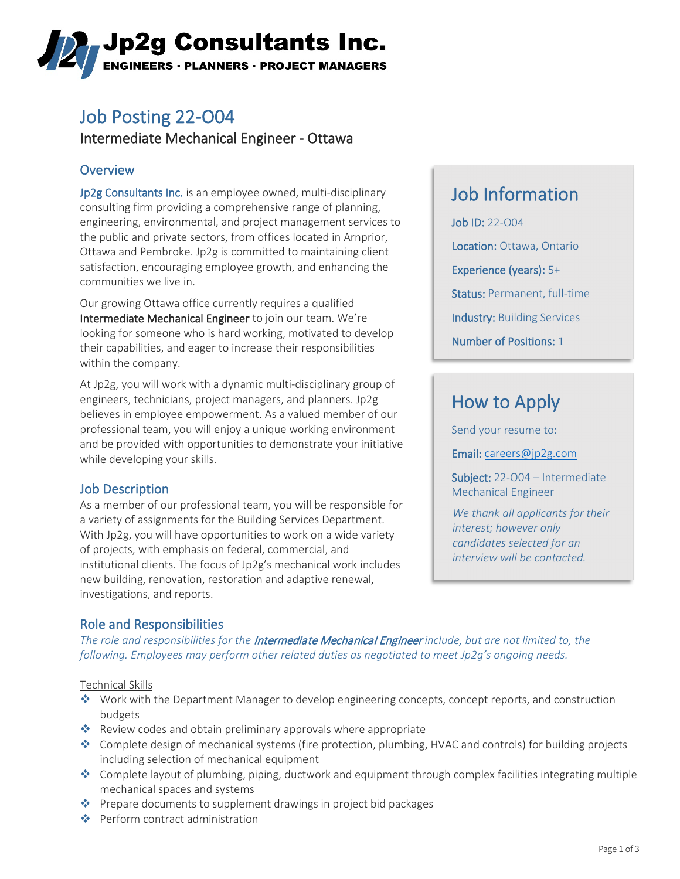# Jp2g Consultants Inc.

**ENGINEERS · PLANNERS · PROJECT MANAGERS**

# Job Posting 22-O04

## Intermediate Mechanical Engineer - Ottawa

### Overview

Jp2g Consultants Inc. is an employee owned, multi-disciplinary consulting firm providing a comprehensive range of planning, engineering, environmental, and project management services to the public and private sectors, from offices located in Arnprior, Ottawa and Pembroke. Jp2g is committed to maintaining client satisfaction, encouraging employee growth, and enhancing the communities we live in.

Our growing Ottawa office currently requires a qualified **Intermediate Mechanical Engineer** to join our team. We're looking for someone who is hard working, motivated to develop their capabilities, and eager to increase their responsibilities within the company.

At Jp2g, you will work with a dynamic multi-disciplinary group of engineers, technicians, project managers, and planners. Jp2g believes in employee empowerment. As a valued member of our professional team, you will enjoy a unique working environment and be provided with opportunities to demonstrate your initiative while developing your skills.

### Job Description

As a member of our professional team, you will be responsible for a variety of assignments for the Building Services Department. With Jp2g, you will have opportunities to work on a wide variety of projects, with emphasis on federal, commercial, and institutional clients. The focus of Jp2g's mechanical work includes new building, renovation, restoration and adaptive renewal, investigations, and reports.

### Job Information

**Job ID:** 22-O04

**Location:** Ottawa, Ontario

**Experience (years):** 5+

**Status:** Permanent, full-time

**Industry:** Building Services

**Number of Positions:** 1

### How to Apply

Send your resume to:

**Email:** careers@jp2g.com

**Subject:** 22-O04 – Intermediate Mechanical Engineer

*We thank all applicants for their interest; however only candidates selected for an interview will be contacted.*

### Role and Responsibilities

*The role and responsibilities for the **Intermediate Mechanical Engineer** include, but are not limited to, the following. Employees may perform other related duties as negotiated to meet Jp2g's ongoing needs.*

Technical Skills

- Work with the Department Manager to develop engineering concepts, concept reports, and construction budgets
- Review codes and obtain preliminary approvals where appropriate
- Complete design of mechanical systems (fire protection, plumbing, HVAC and controls) for building projects including selection of mechanical equipment
- Complete layout of plumbing, piping, ductwork and equipment through complex facilities integrating multiple mechanical spaces and systems
- Prepare documents to supplement drawings in project bid packages
- Perform contract administration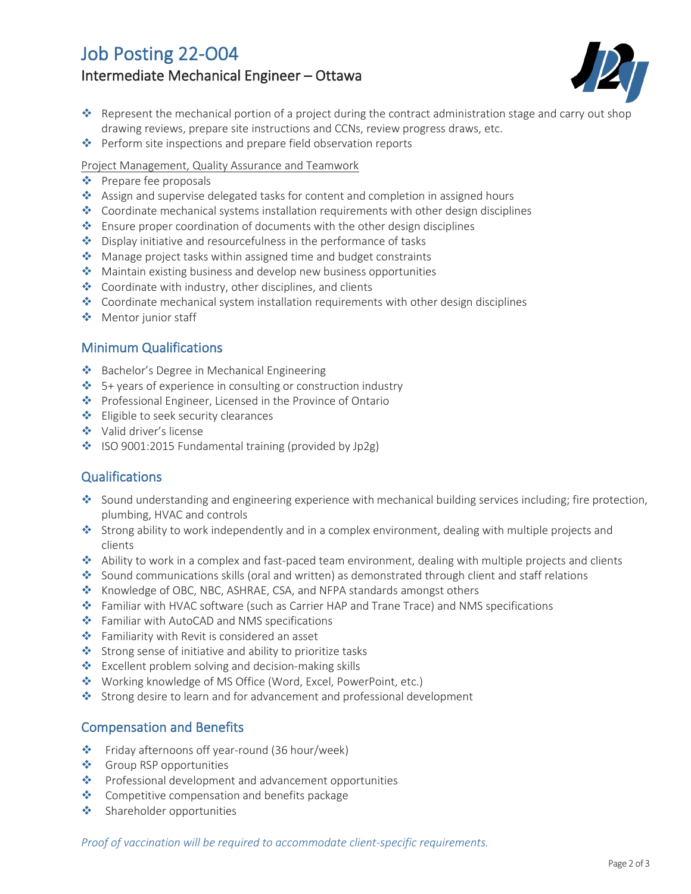# Job Posting 22-O04

## Intermediate Mechanical Engineer – Ottawa

- Represent the mechanical portion of a project during the contract administration stage and carry out shop drawing reviews, prepare site instructions and CCNs, review progress draws, etc.
- Perform site inspections and prepare field observation reports

Project Management, Quality Assurance and Teamwork

- Prepare fee proposals
- Assign and supervise delegated tasks for content and completion in assigned hours
- Coordinate mechanical systems installation requirements with other design disciplines
- Ensure proper coordination of documents with the other design disciplines
- Display initiative and resourcefulness in the performance of tasks
- Manage project tasks within assigned time and budget constraints
- Maintain existing business and develop new business opportunities
- Coordinate with industry, other disciplines, and clients
- Coordinate mechanical system installation requirements with other design disciplines
- Mentor junior staff

## Minimum Qualifications

- Bachelor's Degree in Mechanical Engineering
- 5+ years of experience in consulting or construction industry
- Professional Engineer, Licensed in the Province of Ontario
- Eligible to seek security clearances
- Valid driver's license
- ISO 9001:2015 Fundamental training (provided by Jp2g)

## Qualifications

- Sound understanding and engineering experience with mechanical building services including; fire protection, plumbing, HVAC and controls
- Strong ability to work independently and in a complex environment, dealing with multiple projects and clients
- Ability to work in a complex and fast-paced team environment, dealing with multiple projects and clients
- Sound communications skills (oral and written) as demonstrated through client and staff relations
- Knowledge of OBC, NBC, ASHRAE, CSA, and NFPA standards amongst others
- Familiar with HVAC software (such as Carrier HAP and Trane Trace) and NMS specifications
- Familiar with AutoCAD and NMS specifications
- Familiarity with Revit is considered an asset
- Strong sense of initiative and ability to prioritize tasks
- Excellent problem solving and decision-making skills
- Working knowledge of MS Office (Word, Excel, PowerPoint, etc.)
- Strong desire to learn and for advancement and professional development

## Compensation and Benefits

- Friday afternoons off year-round (36 hour/week)
- Group RSP opportunities
- Professional development and advancement opportunities
- Competitive compensation and benefits package
- Shareholder opportunities

*Proof of vaccination will be required to accommodate client-specific requirements.*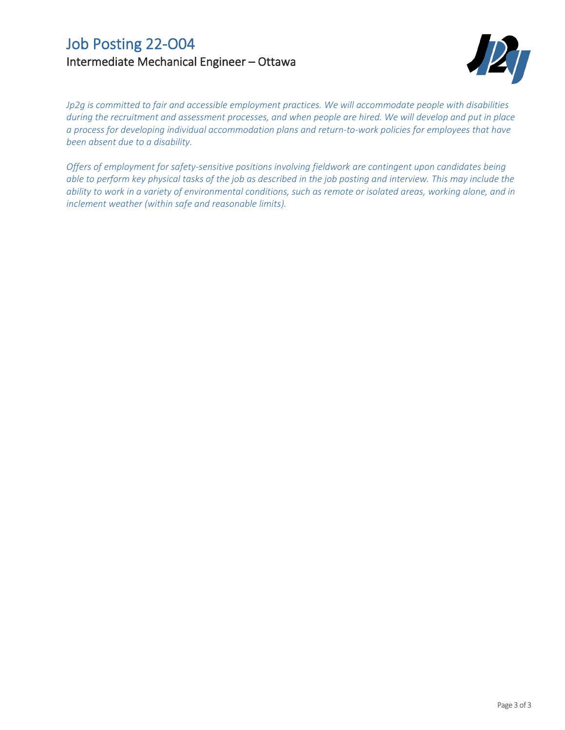*Jp2g is committed to fair and accessible employment practices. We will accommodate people with disabilities during the recruitment and assessment processes, and when people are hired. We will develop and put in place a process for developing individual accommodation plans and return-to-work policies for employees that have been absent due to a disability.*

*Offers of employment for safety-sensitive positions involving fieldwork are contingent upon candidates being able to perform key physical tasks of the job as described in the job posting and interview. This may include the ability to work in a variety of environmental conditions, such as remote or isolated areas, working alone, and in inclement weather (within safe and reasonable limits).*